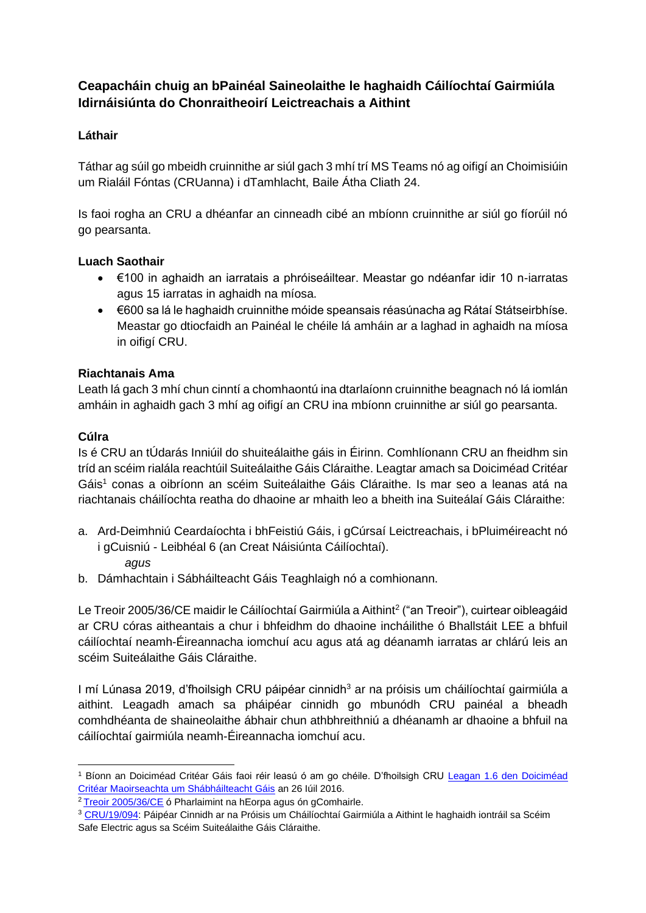# Ceapacháin chuig an bPainéal Saineolaithe le haghaidh Cáilíochtaí Gairmiúla Idirnáisiúnta do Chonraitheoirí Leictreachais a Aithint

## Láthair

Táthar ag súil go mbeidh cruinnithe ar siúl gach 3 mhí trí MS Teams nó ag oifigí an Choimisiúin um Rialáil Fóntas (CRUanna) i dTamhlacht, Baile Átha Cliath 24.

Is faoi rogha an CRU a dhéanfar an cinneadh cibé an mbíonn cruinnithe ar siúl go fíorúil nó go pearsanta.

## Luach Saothair

- €100 in aghaidh an iarratais a phróiseáiltear. Meastar go ndéanfar idir 10 n-iarratas agus 15 iarratas in aghaidh na míosa.
- €600 sa lá le haghaidh cruinnithe móide speansais réasúnacha ag Rátaí Státseirbhíse. Meastar go dtiocfaidh an Painéal le chéile lá amháin ar a laghad in aghaidh na míosa in oifigí CRU.

## Riachtanais Ama

Leath lá gach 3 mhí chun cinntí a chomhaontú ina dtarlaíonn cruinnithe beagnach nó lá iomlán amháin in aghaidh gach 3 mhí ag oifigí an CRU ina mbíonn cruinnithe ar siúl go pearsanta.

## Cúlra

Is é CRU an tÚdarás Inniúil do shuiteálaithe gáis in Éirinn. Comhlíonann CRU an fheidhm sin tríd an scéim rialála reachtúil Suiteálaithe Gáis Cláraithe. Leagtar amach sa Doiciméad Critéar Gáis[1] conas a oibríonn an scéim Suiteálaithe Gáis Cláraithe. Is mar seo a leanas atá na riachtanais cháilíochta reatha do dhaoine ar mhaith leo a bheith ina Suiteálaí Gáis Cláraithe:

a. Ard-Deimhniú Ceardaíochta i bhFeistiú Gáis, i gCúrsaí Leictreachais, i bPluiméireacht nó i gCuisniú - Leibhéal 6 (an Creat Náisiúnta Cáilíochtaí).

   *agus*

b. Dámhachtain i Sábháilteacht Gáis Teaghlaigh nó a comhionann.

Le Treoir 2005/36/CE maidir le Cáilíochtaí Gairmiúla a Aithint[2] ("an Treoir"), cuirtear oibleagáid ar CRU córas aitheantais a chur i bhfeidhm do dhaoine incháilithe ó Bhallstáit LEE a bhfuil cáilíochtaí neamh-Éireannacha iomchuí acu agus atá ag déanamh iarratas ar chlárú leis an scéim Suiteálaithe Gáis Cláraithe.

I mí Lúnasa 2019, d'fhoilsigh CRU páipéar cinnidh[3] ar na próisis um cháilíochtaí gairmiúla a aithint. Leagadh amach sa pháipéar cinnidh go mbunódh CRU painéal a bheadh comhdhéanta de shaineolaithe ábhair chun athbhreithniú a dhéanamh ar dhaoine a bhfuil na cáilíochtaí gairmiúla neamh-Éireannacha iomchuí acu.

---

[1] Bíonn an Doiciméad Critéar Gáis faoi réir leasú ó am go chéile. D'fhoilsigh CRU Leagan 1.6 den Doiciméad Critéar Maoirseachta um Shábháilteacht Gáis an 26 Iúil 2016.

[2] Treoir 2005/36/CE ó Pharlaimint na hEorpa agus ón gComhairle.

[3] CRU/19/094: Páipéar Cinnidh ar na Próisis um Cháilíochtaí Gairmiúla a Aithint le haghaidh iontráil sa Scéim Safe Electric agus sa Scéim Suiteálaithe Gáis Cláraithe.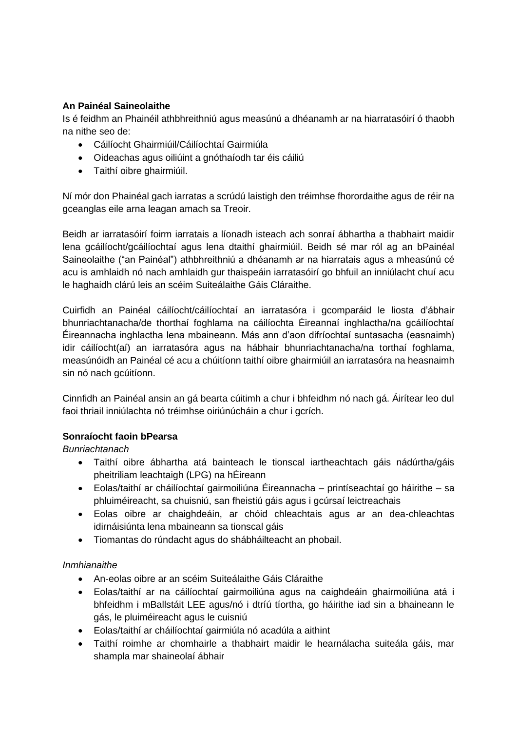**An Painéal Saineolaithe**

Is é feidhm an Phainéil athbhreithniú agus measúnú a dhéanamh ar na hiarratasóirí ó thaobh na nithe seo de:

- Cáilíocht Ghairmiúil/Cáilíochtaí Gairmiúla
- Oideachas agus oiliúint a gnóthaíodh tar éis cáiliú
- Taithí oibre ghairmiúil.

Ní mór don Phainéal gach iarratas a scrúdú laistigh den tréimhse fhorordaithe agus de réir na gceanglas eile arna leagan amach sa Treoir.

Beidh ar iarratasóirí foirm iarratais a líonadh isteach ach sonraí ábhartha a thabhairt maidir lena gcáilíocht/gcáilíochtaí agus lena dtaithí ghairmiúil. Beidh sé mar ról ag an bPainéal Saineolaithe ("an Painéal") athbhreithniú a dhéanamh ar na hiarratais agus a mheasúnú cé acu is amhlaidh nó nach amhlaidh gur thaispeáin iarratasóirí go bhfuil an inniúlacht chuí acu le haghaidh clárú leis an scéim Suiteálaithe Gáis Cláraithe.

Cuirfidh an Painéal cáilíocht/cáilíochtaí an iarratasóra i gcomparáid le liosta d'ábhair bhunriachtanacha/de thorthaí foghlama na cáilíochta Éireannaí inghlactha/na gcáilíochtaí Éireannacha inghlactha lena mbaineann. Más ann d'aon difríochtaí suntasacha (easnaimh) idir cáilíocht(aí) an iarratasóra agus na hábhair bhunriachtanacha/na torthaí foghlama, measúnóidh an Painéal cé acu a chúitíonn taithí oibre ghairmiúil an iarratasóra na heasnaimh sin nó nach gcúitíonn.

Cinnfidh an Painéal ansin an gá bearta cúitimh a chur i bhfeidhm nó nach gá. Áirítear leo dul faoi thriail inniúlachta nó tréimhse oiriúnúcháin a chur i gcrích.

**Sonraíocht faoin bPearsa**

*Bunriachtanach*

- Taithí oibre ábhartha atá bainteach le tionscal iartheachtach gáis nádúrtha/gáis pheitriliam leachtaigh (LPG) na hÉireann
- Eolas/taithí ar cháilíochtaí gairmoiliúna Éireannacha – printíseachtaí go háirithe – sa phluiméireacht, sa chuisniú, san fheistiú gáis agus i gcúrsaí leictreachais
- Eolas oibre ar chaighdeáin, ar chóid chleachtais agus ar an dea-chleachtas idirnáisiúnta lena mbaineann sa tionscal gáis
- Tiomantas do rúndacht agus do shábháilteacht an phobail.

*Inmhianaithe*

- An-eolas oibre ar an scéim Suiteálaithe Gáis Cláraithe
- Eolas/taithí ar na cáilíochtaí gairmoiliúna agus na caighdeáin ghairmoiliúna atá i bhfeidhm i mBallstáit LEE agus/nó i dtríú tíortha, go háirithe iad sin a bhaineann le gás, le pluiméireacht agus le cuisniú
- Eolas/taithí ar cháilíochtaí gairmiúla nó acadúla a aithint
- Taithí roimhe ar chomhairle a thabhairt maidir le hearnálacha suiteála gáis, mar shampla mar shaineolaí ábhair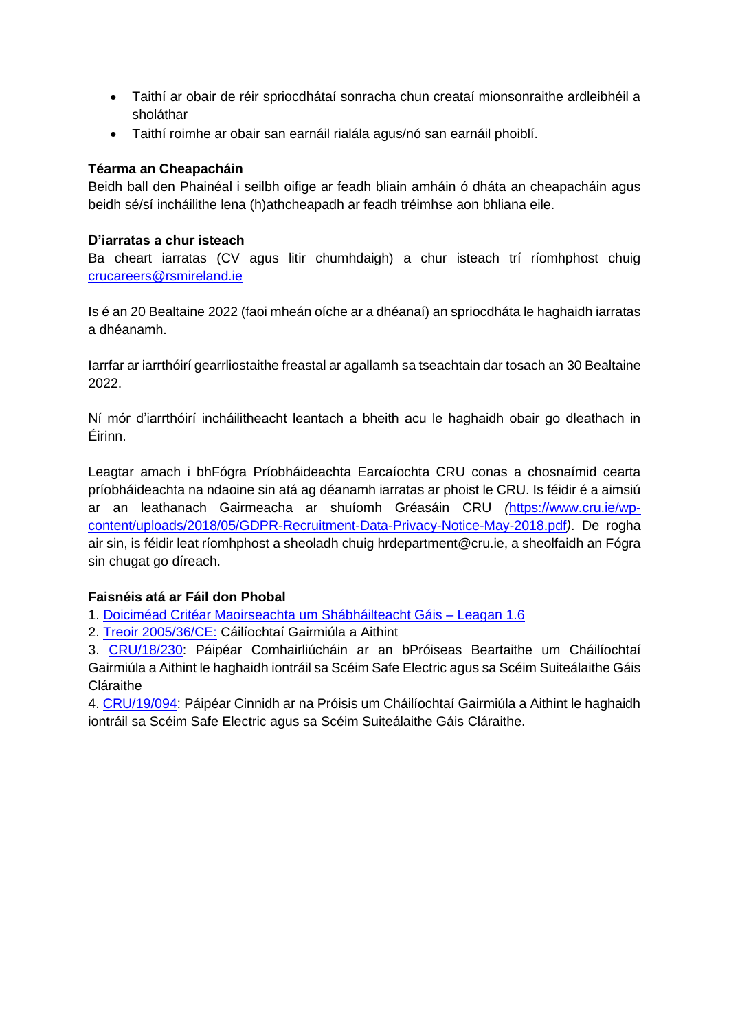- Taithí ar obair de réir spriocdhátaí sonracha chun creataí mionsonraithe ardleibhéil a sholáthar
- Taithí roimhe ar obair san earnáil rialála agus/nó san earnáil phoiblí.

**Téarma an Cheapacháin**

Beidh ball den Phainéal i seilbh oifige ar feadh bliain amháin ó dháta an cheapacháin agus beidh sé/sí incháilithe lena (h)athcheapadh ar feadh tréimhse aon bhliana eile.

**D'iarratas a chur isteach**

Ba cheart iarratas (CV agus litir chumhdaigh) a chur isteach trí ríomhphost chuig [crucareers@rsmireland.ie](mailto:crucareers@rsmireland.ie)

Is é an 20 Bealtaine 2022 (faoi mheán oíche ar a dhéanaí) an spriocdháta le haghaidh iarratas a dhéanamh.

Iarrfar ar iarrthóirí gearrliostaithe freastal ar agallamh sa tseachtain dar tosach an 30 Bealtaine 2022.

Ní mór d'iarrthóirí incháilitheacht leantach a bheith acu le haghaidh obair go dleathach in Éirinn.

Leagtar amach i bhFógra Príobháideachta Earcaíochta CRU conas a chosnaímid cearta príobháideachta na ndaoine sin atá ag déanamh iarratas ar phoist le CRU. Is féidir é a aimsiú ar an leathanach Gairmeacha ar shuíomh Gréasáin CRU *(*[https://www.cru.ie/wp-content/uploads/2018/05/GDPR-Recruitment-Data-Privacy-Notice-May-2018.pdf](https://www.cru.ie/wp-content/uploads/2018/05/GDPR-Recruitment-Data-Privacy-Notice-May-2018.pdf)*)*. De rogha air sin, is féidir leat ríomhphost a sheoladh chuig hrdepartment@cru.ie, a sheolfaidh an Fógra sin chugat go díreach.

**Faisnéis atá ar Fáil don Phobal**

1. Doiciméad Critéar Maoirseachta um Shábháilteacht Gáis – Leagan 1.6
2. Treoir 2005/36/CE: Cáilíochtaí Gairmiúla a Aithint
3. CRU/18/230: Páipéar Comhairliúcháin ar an bPróiseas Beartaithe um Cháilíochtaí Gairmiúla a Aithint le haghaidh iontráil sa Scéim Safe Electric agus sa Scéim Suiteálaithe Gáis Cláraithe
4. CRU/19/094: Páipéar Cinnidh ar na Próisis um Cháilíochtaí Gairmiúla a Aithint le haghaidh iontráil sa Scéim Safe Electric agus sa Scéim Suiteálaithe Gáis Cláraithe.